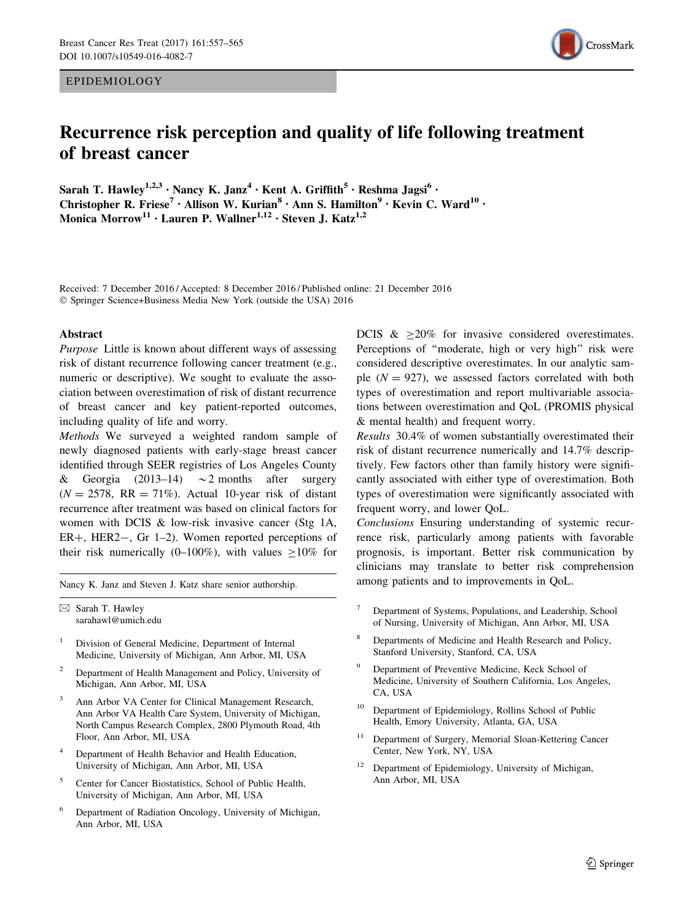EPIDEMIOLOGY

# Recurrence risk perception and quality of life following treatment of breast cancer

**Sarah T. Hawley[1,2,3] · Nancy K. Janz[4] · Kent A. Griffith[5] · Reshma Jagsi[6] · Christopher R. Friese[7] · Allison W. Kurian[8] · Ann S. Hamilton[9] · Kevin C. Ward[10] · Monica Morrow[11] · Lauren P. Wallner[1,12] · Steven J. Katz[1,2]**

Received: 7 December 2016 / Accepted: 8 December 2016 / Published online: 21 December 2016
© Springer Science+Business Media New York (outside the USA) 2016

## Abstract

*Purpose* Little is known about different ways of assessing risk of distant recurrence following cancer treatment (e.g., numeric or descriptive). We sought to evaluate the association between overestimation of risk of distant recurrence of breast cancer and key patient-reported outcomes, including quality of life and worry.

*Methods* We surveyed a weighted random sample of newly diagnosed patients with early-stage breast cancer identified through SEER registries of Los Angeles County & Georgia (2013–14) ~2 months after surgery ($N = 2578$, RR = 71%). Actual 10-year risk of distant recurrence after treatment was based on clinical factors for women with DCIS & low-risk invasive cancer (Stg 1A, ER+, HER2−, Gr 1–2). Women reported perceptions of their risk numerically (0–100%), with values ≥10% for DCIS & ≥20% for invasive considered overestimates. Perceptions of "moderate, high or very high" risk were considered descriptive overestimates. In our analytic sample ($N = 927$), we assessed factors correlated with both types of overestimation and report multivariable associations between overestimation and QoL (PROMIS physical & mental health) and frequent worry.

*Results* 30.4% of women substantially overestimated their risk of distant recurrence numerically and 14.7% descriptively. Few factors other than family history were significantly associated with either type of overestimation. Both types of overestimation were significantly associated with frequent worry, and lower QoL.

*Conclusions* Ensuring understanding of systemic recurrence risk, particularly among patients with favorable prognosis, is important. Better risk communication by clinicians may translate to better risk comprehension among patients and to improvements in QoL.

Nancy K. Janz and Steven J. Katz share senior authorship.

✉ Sarah T. Hawley
sarahawl@umich.edu

1. Division of General Medicine, Department of Internal Medicine, University of Michigan, Ann Arbor, MI, USA
2. Department of Health Management and Policy, University of Michigan, Ann Arbor, MI, USA
3. Ann Arbor VA Center for Clinical Management Research, Ann Arbor VA Health Care System, University of Michigan, North Campus Research Complex, 2800 Plymouth Road, 4th Floor, Ann Arbor, MI, USA
4. Department of Health Behavior and Health Education, University of Michigan, Ann Arbor, MI, USA
5. Center for Cancer Biostatistics, School of Public Health, University of Michigan, Ann Arbor, MI, USA
6. Department of Radiation Oncology, University of Michigan, Ann Arbor, MI, USA
7. Department of Systems, Populations, and Leadership, School of Nursing, University of Michigan, Ann Arbor, MI, USA
8. Departments of Medicine and Health Research and Policy, Stanford University, Stanford, CA, USA
9. Department of Preventive Medicine, Keck School of Medicine, University of Southern California, Los Angeles, CA, USA
10. Department of Epidemiology, Rollins School of Public Health, Emory University, Atlanta, GA, USA
11. Department of Surgery, Memorial Sloan-Kettering Cancer Center, New York, NY, USA
12. Department of Epidemiology, University of Michigan, Ann Arbor, MI, USA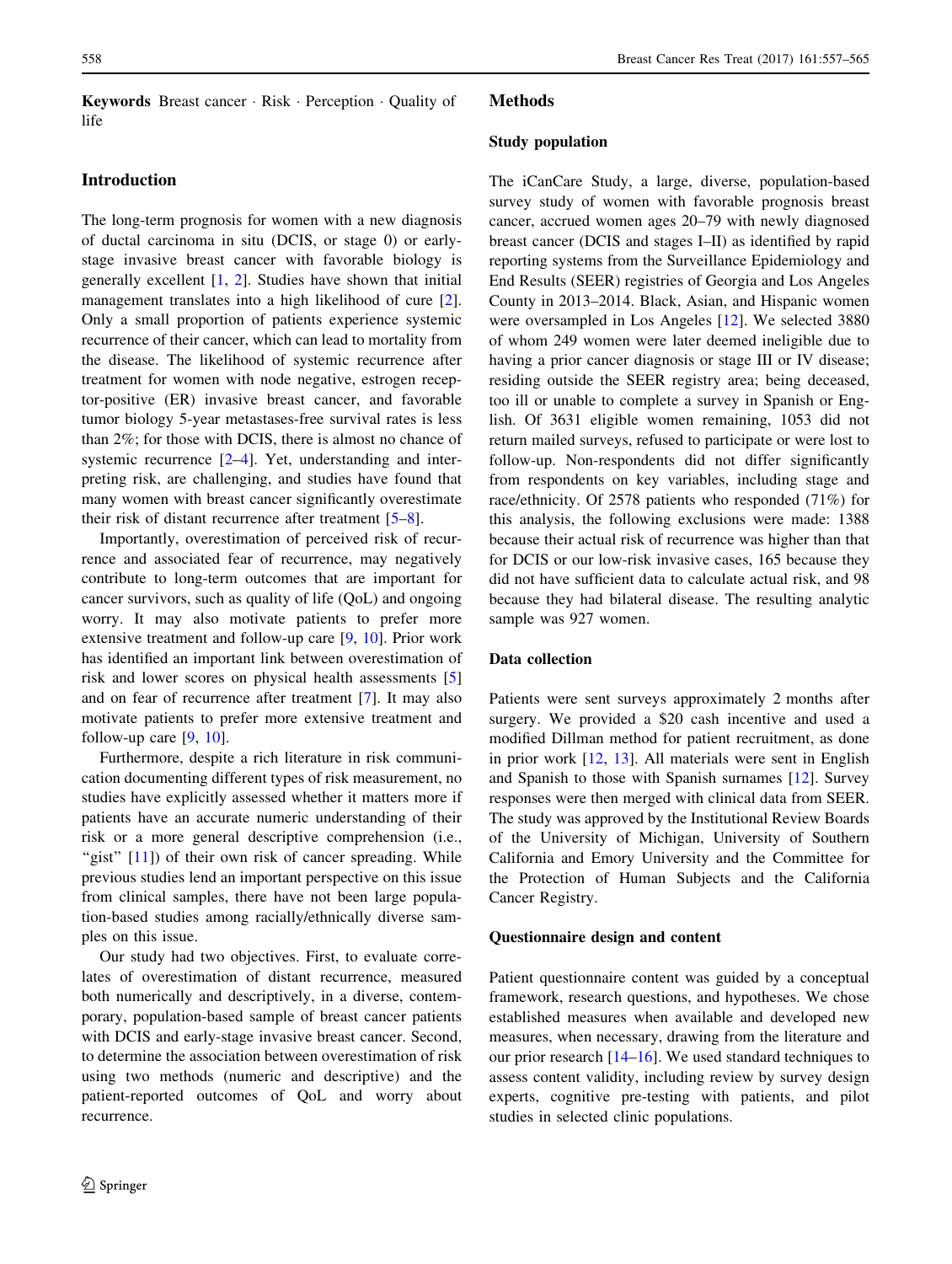**Keywords** Breast cancer · Risk · Perception · Quality of life

## Introduction

The long-term prognosis for women with a new diagnosis of ductal carcinoma in situ (DCIS, or stage 0) or early-stage invasive breast cancer with favorable biology is generally excellent [1, 2]. Studies have shown that initial management translates into a high likelihood of cure [2]. Only a small proportion of patients experience systemic recurrence of their cancer, which can lead to mortality from the disease. The likelihood of systemic recurrence after treatment for women with node negative, estrogen receptor-positive (ER) invasive breast cancer, and favorable tumor biology 5-year metastases-free survival rates is less than 2%; for those with DCIS, there is almost no chance of systemic recurrence [2–4]. Yet, understanding and interpreting risk, are challenging, and studies have found that many women with breast cancer significantly overestimate their risk of distant recurrence after treatment [5–8].

Importantly, overestimation of perceived risk of recurrence and associated fear of recurrence, may negatively contribute to long-term outcomes that are important for cancer survivors, such as quality of life (QoL) and ongoing worry. It may also motivate patients to prefer more extensive treatment and follow-up care [9, 10]. Prior work has identified an important link between overestimation of risk and lower scores on physical health assessments [5] and on fear of recurrence after treatment [7]. It may also motivate patients to prefer more extensive treatment and follow-up care [9, 10].

Furthermore, despite a rich literature in risk communication documenting different types of risk measurement, no studies have explicitly assessed whether it matters more if patients have an accurate numeric understanding of their risk or a more general descriptive comprehension (i.e., "gist" [11]) of their own risk of cancer spreading. While previous studies lend an important perspective on this issue from clinical samples, there have not been large population-based studies among racially/ethnically diverse samples on this issue.

Our study had two objectives. First, to evaluate correlates of overestimation of distant recurrence, measured both numerically and descriptively, in a diverse, contemporary, population-based sample of breast cancer patients with DCIS and early-stage invasive breast cancer. Second, to determine the association between overestimation of risk using two methods (numeric and descriptive) and the patient-reported outcomes of QoL and worry about recurrence.

## Methods

### Study population

The iCanCare Study, a large, diverse, population-based survey study of women with favorable prognosis breast cancer, accrued women ages 20–79 with newly diagnosed breast cancer (DCIS and stages I–II) as identified by rapid reporting systems from the Surveillance Epidemiology and End Results (SEER) registries of Georgia and Los Angeles County in 2013–2014. Black, Asian, and Hispanic women were oversampled in Los Angeles [12]. We selected 3880 of whom 249 women were later deemed ineligible due to having a prior cancer diagnosis or stage III or IV disease; residing outside the SEER registry area; being deceased, too ill or unable to complete a survey in Spanish or English. Of 3631 eligible women remaining, 1053 did not return mailed surveys, refused to participate or were lost to follow-up. Non-respondents did not differ significantly from respondents on key variables, including stage and race/ethnicity. Of 2578 patients who responded (71%) for this analysis, the following exclusions were made: 1388 because their actual risk of recurrence was higher than that for DCIS or our low-risk invasive cases, 165 because they did not have sufficient data to calculate actual risk, and 98 because they had bilateral disease. The resulting analytic sample was 927 women.

### Data collection

Patients were sent surveys approximately 2 months after surgery. We provided a $20 cash incentive and used a modified Dillman method for patient recruitment, as done in prior work [12, 13]. All materials were sent in English and Spanish to those with Spanish surnames [12]. Survey responses were then merged with clinical data from SEER. The study was approved by the Institutional Review Boards of the University of Michigan, University of Southern California and Emory University and the Committee for the Protection of Human Subjects and the California Cancer Registry.

### Questionnaire design and content

Patient questionnaire content was guided by a conceptual framework, research questions, and hypotheses. We chose established measures when available and developed new measures, when necessary, drawing from the literature and our prior research [14–16]. We used standard techniques to assess content validity, including review by survey design experts, cognitive pre-testing with patients, and pilot studies in selected clinic populations.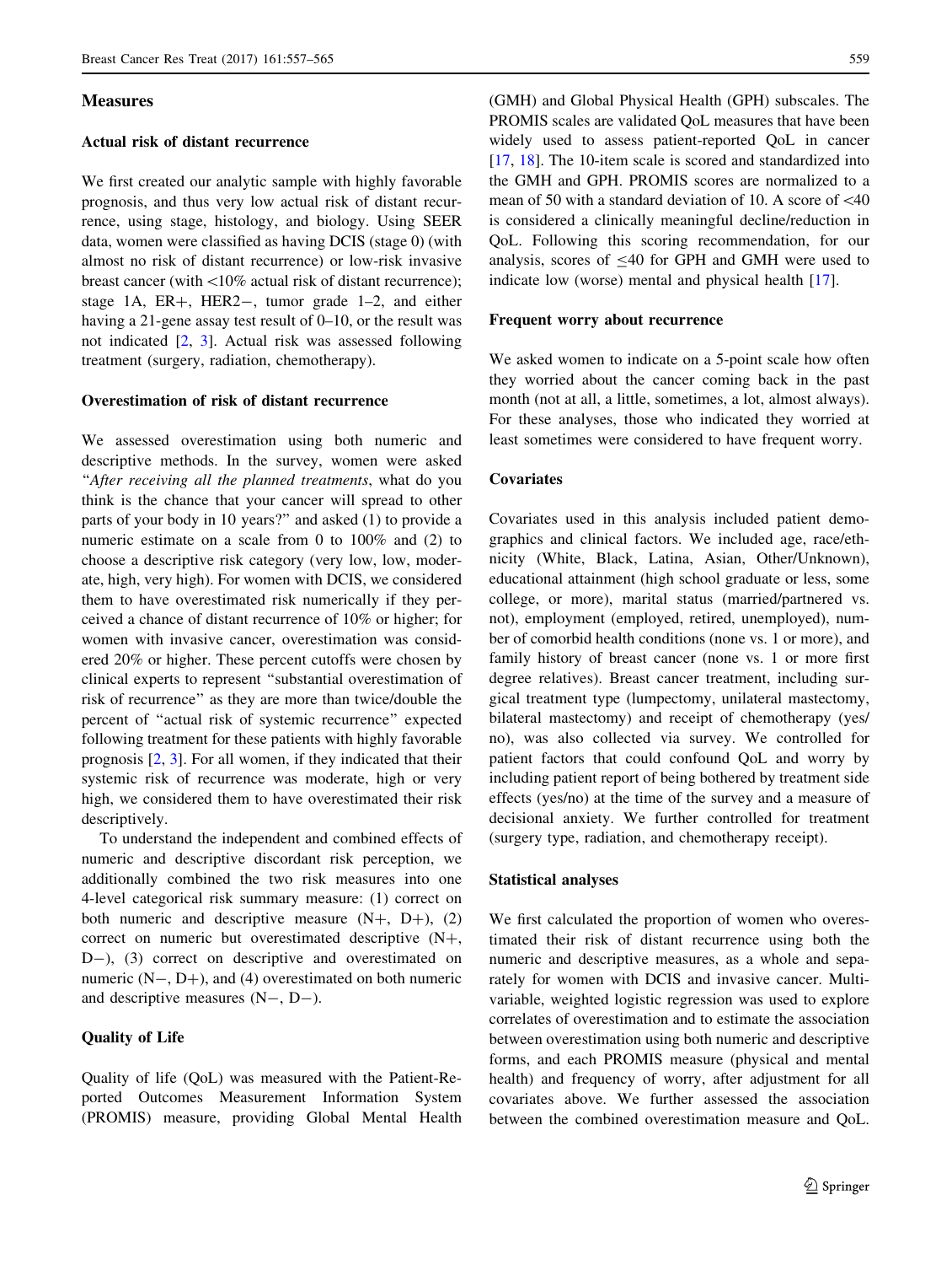### Measures

#### Actual risk of distant recurrence

We first created our analytic sample with highly favorable prognosis, and thus very low actual risk of distant recurrence, using stage, histology, and biology. Using SEER data, women were classified as having DCIS (stage 0) (with almost no risk of distant recurrence) or low-risk invasive breast cancer (with <10% actual risk of distant recurrence); stage 1A, ER+, HER2−, tumor grade 1–2, and either having a 21-gene assay test result of 0–10, or the result was not indicated [2, 3]. Actual risk was assessed following treatment (surgery, radiation, chemotherapy).

#### Overestimation of risk of distant recurrence

We assessed overestimation using both numeric and descriptive methods. In the survey, women were asked "*After receiving all the planned treatments*, what do you think is the chance that your cancer will spread to other parts of your body in 10 years?" and asked (1) to provide a numeric estimate on a scale from 0 to 100% and (2) to choose a descriptive risk category (very low, low, moderate, high, very high). For women with DCIS, we considered them to have overestimated risk numerically if they perceived a chance of distant recurrence of 10% or higher; for women with invasive cancer, overestimation was considered 20% or higher. These percent cutoffs were chosen by clinical experts to represent "substantial overestimation of risk of recurrence" as they are more than twice/double the percent of "actual risk of systemic recurrence" expected following treatment for these patients with highly favorable prognosis [2, 3]. For all women, if they indicated that their systemic risk of recurrence was moderate, high or very high, we considered them to have overestimated their risk descriptively.

To understand the independent and combined effects of numeric and descriptive discordant risk perception, we additionally combined the two risk measures into one 4-level categorical risk summary measure: (1) correct on both numeric and descriptive measure (N+, D+), (2) correct on numeric but overestimated descriptive (N+, D−), (3) correct on descriptive and overestimated on numeric (N−, D+), and (4) overestimated on both numeric and descriptive measures (N−, D−).

#### Quality of Life

Quality of life (QoL) was measured with the Patient-Reported Outcomes Measurement Information System (PROMIS) measure, providing Global Mental Health (GMH) and Global Physical Health (GPH) subscales. The PROMIS scales are validated QoL measures that have been widely used to assess patient-reported QoL in cancer [17, 18]. The 10-item scale is scored and standardized into the GMH and GPH. PROMIS scores are normalized to a mean of 50 with a standard deviation of 10. A score of <40 is considered a clinically meaningful decline/reduction in QoL. Following this scoring recommendation, for our analysis, scores of ≤40 for GPH and GMH were used to indicate low (worse) mental and physical health [17].

#### Frequent worry about recurrence

We asked women to indicate on a 5-point scale how often they worried about the cancer coming back in the past month (not at all, a little, sometimes, a lot, almost always). For these analyses, those who indicated they worried at least sometimes were considered to have frequent worry.

#### Covariates

Covariates used in this analysis included patient demographics and clinical factors. We included age, race/ethnicity (White, Black, Latina, Asian, Other/Unknown), educational attainment (high school graduate or less, some college, or more), marital status (married/partnered vs. not), employment (employed, retired, unemployed), number of comorbid health conditions (none vs. 1 or more), and family history of breast cancer (none vs. 1 or more first degree relatives). Breast cancer treatment, including surgical treatment type (lumpectomy, unilateral mastectomy, bilateral mastectomy) and receipt of chemotherapy (yes/no), was also collected via survey. We controlled for patient factors that could confound QoL and worry by including patient report of being bothered by treatment side effects (yes/no) at the time of the survey and a measure of decisional anxiety. We further controlled for treatment (surgery type, radiation, and chemotherapy receipt).

#### Statistical analyses

We first calculated the proportion of women who overestimated their risk of distant recurrence using both the numeric and descriptive measures, as a whole and separately for women with DCIS and invasive cancer. Multivariable, weighted logistic regression was used to explore correlates of overestimation and to estimate the association between overestimation using both numeric and descriptive forms, and each PROMIS measure (physical and mental health) and frequency of worry, after adjustment for all covariates above. We further assessed the association between the combined overestimation measure and QoL.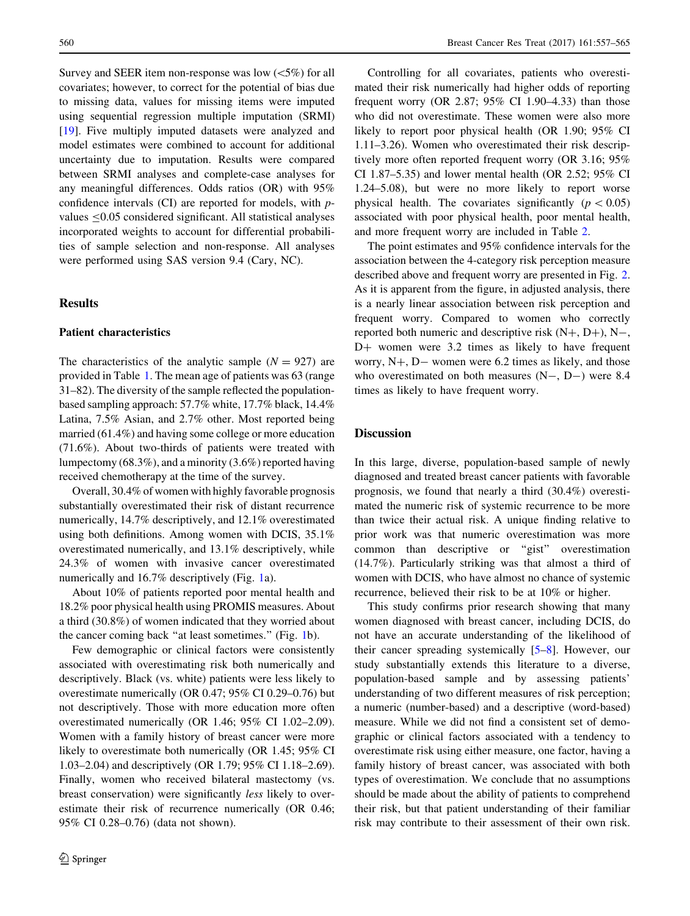Survey and SEER item non-response was low (<5%) for all covariates; however, to correct for the potential of bias due to missing data, values for missing items were imputed using sequential regression multiple imputation (SRMI) [19]. Five multiply imputed datasets were analyzed and model estimates were combined to account for additional uncertainty due to imputation. Results were compared between SRMI analyses and complete-case analyses for any meaningful differences. Odds ratios (OR) with 95% confidence intervals (CI) are reported for models, with $p$-values $\leq$0.05 considered significant. All statistical analyses incorporated weights to account for differential probabilities of sample selection and non-response. All analyses were performed using SAS version 9.4 (Cary, NC).

## Results

### Patient characteristics

The characteristics of the analytic sample ($N = 927$) are provided in Table 1. The mean age of patients was 63 (range 31–82). The diversity of the sample reflected the population-based sampling approach: 57.7% white, 17.7% black, 14.4% Latina, 7.5% Asian, and 2.7% other. Most reported being married (61.4%) and having some college or more education (71.6%). About two-thirds of patients were treated with lumpectomy (68.3%), and a minority (3.6%) reported having received chemotherapy at the time of the survey.

Overall, 30.4% of women with highly favorable prognosis substantially overestimated their risk of distant recurrence numerically, 14.7% descriptively, and 12.1% overestimated using both definitions. Among women with DCIS, 35.1% overestimated numerically, and 13.1% descriptively, while 24.3% of women with invasive cancer overestimated numerically and 16.7% descriptively (Fig. 1a).

About 10% of patients reported poor mental health and 18.2% poor physical health using PROMIS measures. About a third (30.8%) of women indicated that they worried about the cancer coming back "at least sometimes." (Fig. 1b).

Few demographic or clinical factors were consistently associated with overestimating risk both numerically and descriptively. Black (vs. white) patients were less likely to overestimate numerically (OR 0.47; 95% CI 0.29–0.76) but not descriptively. Those with more education more often overestimated numerically (OR 1.46; 95% CI 1.02–2.09). Women with a family history of breast cancer were more likely to overestimate both numerically (OR 1.45; 95% CI 1.03–2.04) and descriptively (OR 1.79; 95% CI 1.18–2.69). Finally, women who received bilateral mastectomy (vs. breast conservation) were significantly *less* likely to overestimate their risk of recurrence numerically (OR 0.46; 95% CI 0.28–0.76) (data not shown).

Controlling for all covariates, patients who overestimated their risk numerically had higher odds of reporting frequent worry (OR 2.87; 95% CI 1.90–4.33) than those who did not overestimate. These women were also more likely to report poor physical health (OR 1.90; 95% CI 1.11–3.26). Women who overestimated their risk descriptively more often reported frequent worry (OR 3.16; 95% CI 1.87–5.35) and lower mental health (OR 2.52; 95% CI 1.24–5.08), but were no more likely to report worse physical health. The covariates significantly ($p < 0.05$) associated with poor physical health, poor mental health, and more frequent worry are included in Table 2.

The point estimates and 95% confidence intervals for the association between the 4-category risk perception measure described above and frequent worry are presented in Fig. 2. As it is apparent from the figure, in adjusted analysis, there is a nearly linear association between risk perception and frequent worry. Compared to women who correctly reported both numeric and descriptive risk (N+, D+), N−, D+ women were 3.2 times as likely to have frequent worry, N+, D− women were 6.2 times as likely, and those who overestimated on both measures (N−, D−) were 8.4 times as likely to have frequent worry.

## Discussion

In this large, diverse, population-based sample of newly diagnosed and treated breast cancer patients with favorable prognosis, we found that nearly a third (30.4%) overestimated the numeric risk of systemic recurrence to be more than twice their actual risk. A unique finding relative to prior work was that numeric overestimation was more common than descriptive or "gist" overestimation (14.7%). Particularly striking was that almost a third of women with DCIS, who have almost no chance of systemic recurrence, believed their risk to be at 10% or higher.

This study confirms prior research showing that many women diagnosed with breast cancer, including DCIS, do not have an accurate understanding of the likelihood of their cancer spreading systemically [5–8]. However, our study substantially extends this literature to a diverse, population-based sample and by assessing patients' understanding of two different measures of risk perception; a numeric (number-based) and a descriptive (word-based) measure. While we did not find a consistent set of demographic or clinical factors associated with a tendency to overestimate risk using either measure, one factor, having a family history of breast cancer, was associated with both types of overestimation. We conclude that no assumptions should be made about the ability of patients to comprehend their risk, but that patient understanding of their familiar risk may contribute to their assessment of their own risk.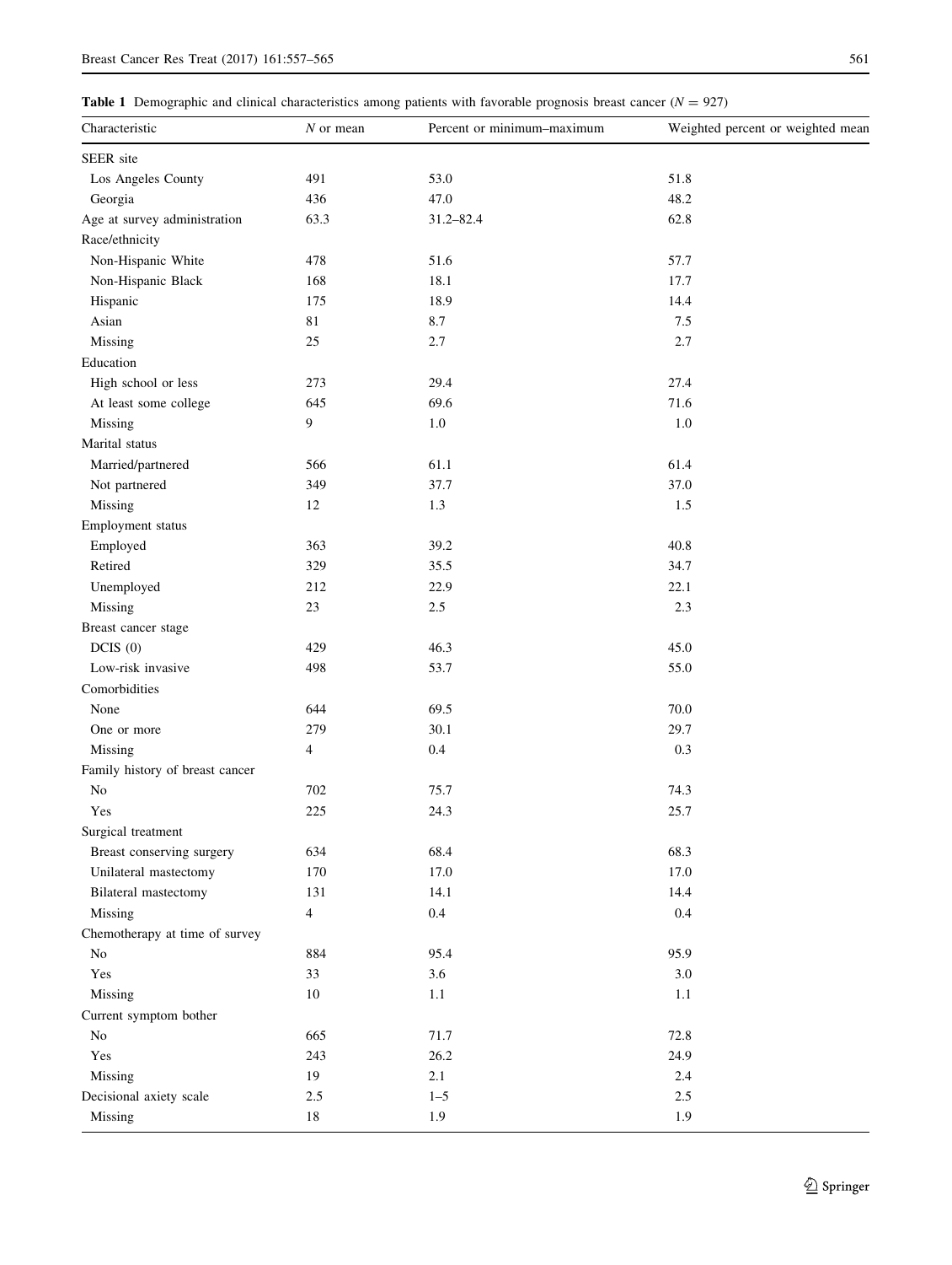**Table 1** Demographic and clinical characteristics among patients with favorable prognosis breast cancer ($N = 927$)

| Characteristic | N or mean | Percent or minimum–maximum | Weighted percent or weighted mean |
|---|---|---|---|
| SEER site | | | |
| Los Angeles County | 491 | 53.0 | 51.8 |
| Georgia | 436 | 47.0 | 48.2 |
| Age at survey administration | 63.3 | 31.2–82.4 | 62.8 |
| Race/ethnicity | | | |
| Non-Hispanic White | 478 | 51.6 | 57.7 |
| Non-Hispanic Black | 168 | 18.1 | 17.7 |
| Hispanic | 175 | 18.9 | 14.4 |
| Asian | 81 | 8.7 | 7.5 |
| Missing | 25 | 2.7 | 2.7 |
| Education | | | |
| High school or less | 273 | 29.4 | 27.4 |
| At least some college | 645 | 69.6 | 71.6 |
| Missing | 9 | 1.0 | 1.0 |
| Marital status | | | |
| Married/partnered | 566 | 61.1 | 61.4 |
| Not partnered | 349 | 37.7 | 37.0 |
| Missing | 12 | 1.3 | 1.5 |
| Employment status | | | |
| Employed | 363 | 39.2 | 40.8 |
| Retired | 329 | 35.5 | 34.7 |
| Unemployed | 212 | 22.9 | 22.1 |
| Missing | 23 | 2.5 | 2.3 |
| Breast cancer stage | | | |
| DCIS (0) | 429 | 46.3 | 45.0 |
| Low-risk invasive | 498 | 53.7 | 55.0 |
| Comorbidities | | | |
| None | 644 | 69.5 | 70.0 |
| One or more | 279 | 30.1 | 29.7 |
| Missing | 4 | 0.4 | 0.3 |
| Family history of breast cancer | | | |
| No | 702 | 75.7 | 74.3 |
| Yes | 225 | 24.3 | 25.7 |
| Surgical treatment | | | |
| Breast conserving surgery | 634 | 68.4 | 68.3 |
| Unilateral mastectomy | 170 | 17.0 | 17.0 |
| Bilateral mastectomy | 131 | 14.1 | 14.4 |
| Missing | 4 | 0.4 | 0.4 |
| Chemotherapy at time of survey | | | |
| No | 884 | 95.4 | 95.9 |
| Yes | 33 | 3.6 | 3.0 |
| Missing | 10 | 1.1 | 1.1 |
| Current symptom bother | | | |
| No | 665 | 71.7 | 72.8 |
| Yes | 243 | 26.2 | 24.9 |
| Missing | 19 | 2.1 | 2.4 |
| Decisional axiety scale | 2.5 | 1–5 | 2.5 |
| Missing | 18 | 1.9 | 1.9 |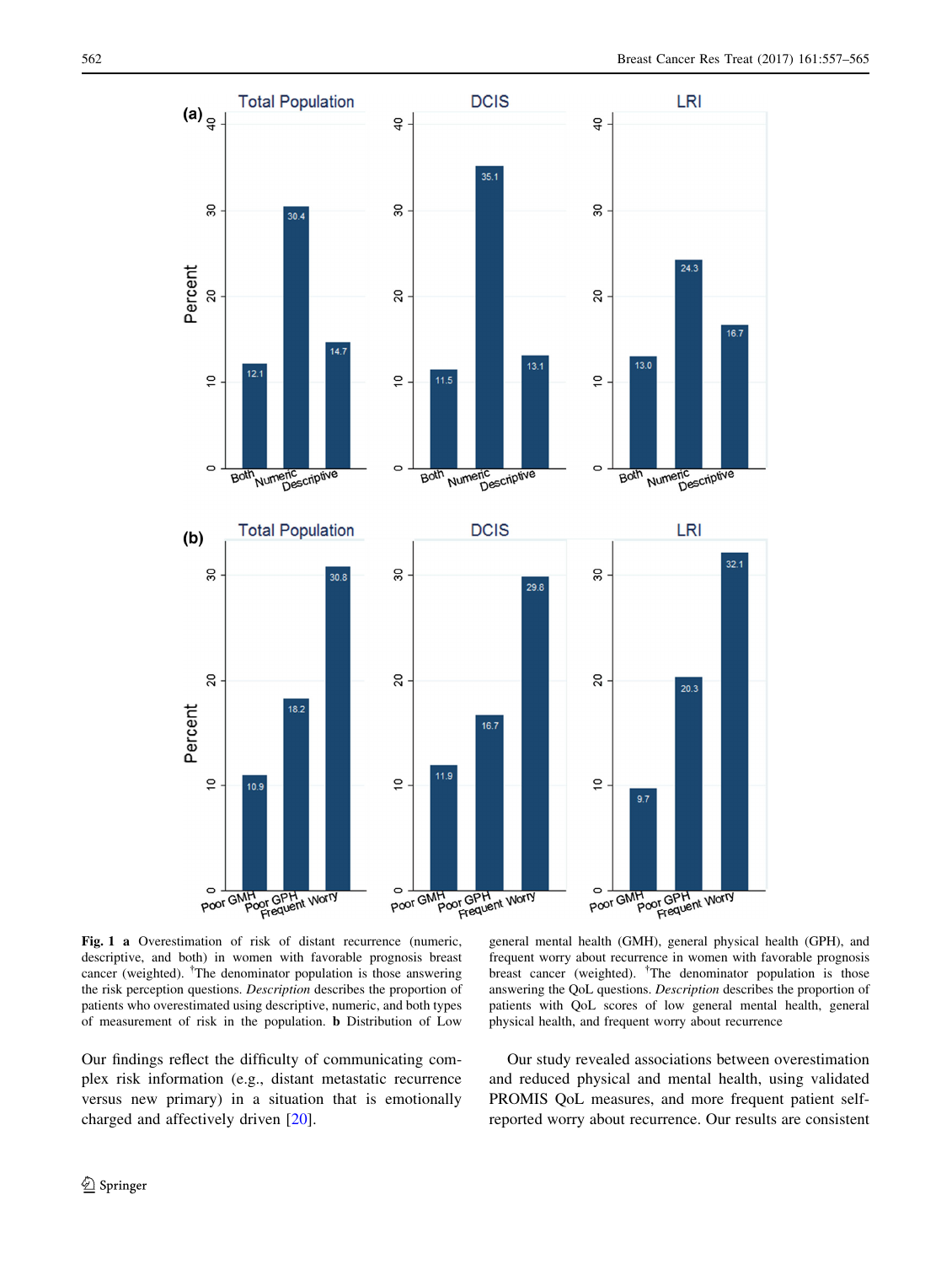**Fig. 1** **a** Overestimation of risk of distant recurrence (numeric, descriptive, and both) in women with favorable prognosis breast cancer (weighted). †The denominator population is those answering the risk perception questions. *Description* describes the proportion of patients who overestimated using descriptive, numeric, and both types of measurement of risk in the population. **b** Distribution of Low general mental health (GMH), general physical health (GPH), and frequent worry about recurrence in women with favorable prognosis breast cancer (weighted). †The denominator population is those answering the QoL questions. *Description* describes the proportion of patients with QoL scores of low general mental health, general physical health, and frequent worry about recurrence

Our findings reflect the difficulty of communicating complex risk information (e.g., distant metastatic recurrence versus new primary) in a situation that is emotionally charged and affectively driven [20].

Our study revealed associations between overestimation and reduced physical and mental health, using validated PROMIS QoL measures, and more frequent patient self-reported worry about recurrence. Our results are consistent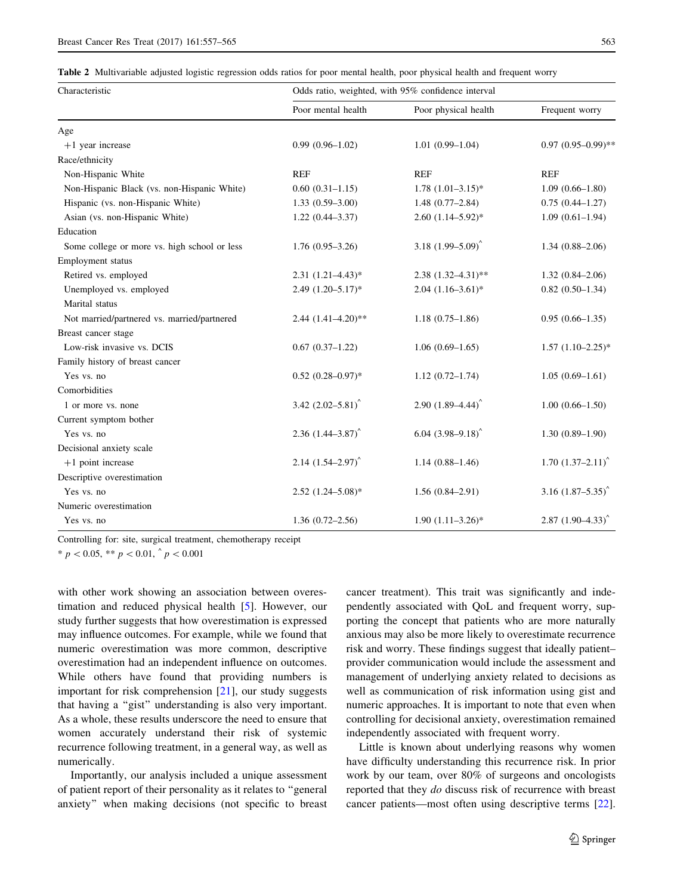**Table 2** Multivariable adjusted logistic regression odds ratios for poor mental health, poor physical health and frequent worry

| Characteristic | Odds ratio, weighted, with 95% confidence interval | | |
|---|---|---|---|
| | Poor mental health | Poor physical health | Frequent worry |
| Age | | | |
| +1 year increase | 0.99 (0.96–1.02) | 1.01 (0.99–1.04) | 0.97 (0.95–0.99)** |
| Race/ethnicity | | | |
| Non-Hispanic White | REF | REF | REF |
| Non-Hispanic Black (vs. non-Hispanic White) | 0.60 (0.31–1.15) | 1.78 (1.01–3.15)* | 1.09 (0.66–1.80) |
| Hispanic (vs. non-Hispanic White) | 1.33 (0.59–3.00) | 1.48 (0.77–2.84) | 0.75 (0.44–1.27) |
| Asian (vs. non-Hispanic White) | 1.22 (0.44–3.37) | 2.60 (1.14–5.92)* | 1.09 (0.61–1.94) |
| Education | | | |
| Some college or more vs. high school or less | 1.76 (0.95–3.26) | 3.18 (1.99–5.09)^ | 1.34 (0.88–2.06) |
| Employment status | | | |
| Retired vs. employed | 2.31 (1.21–4.43)* | 2.38 (1.32–4.31)** | 1.32 (0.84–2.06) |
| Unemployed vs. employed | 2.49 (1.20–5.17)* | 2.04 (1.16–3.61)* | 0.82 (0.50–1.34) |
| Marital status | | | |
| Not married/partnered vs. married/partnered | 2.44 (1.41–4.20)** | 1.18 (0.75–1.86) | 0.95 (0.66–1.35) |
| Breast cancer stage | | | |
| Low-risk invasive vs. DCIS | 0.67 (0.37–1.22) | 1.06 (0.69–1.65) | 1.57 (1.10–2.25)* |
| Family history of breast cancer | | | |
| Yes vs. no | 0.52 (0.28–0.97)* | 1.12 (0.72–1.74) | 1.05 (0.69–1.61) |
| Comorbidities | | | |
| 1 or more vs. none | 3.42 (2.02–5.81)^ | 2.90 (1.89–4.44)^ | 1.00 (0.66–1.50) |
| Current symptom bother | | | |
| Yes vs. no | 2.36 (1.44–3.87)^ | 6.04 (3.98–9.18)^ | 1.30 (0.89–1.90) |
| Decisional anxiety scale | | | |
| +1 point increase | 2.14 (1.54–2.97)^ | 1.14 (0.88–1.46) | 1.70 (1.37–2.11)^ |
| Descriptive overestimation | | | |
| Yes vs. no | 2.52 (1.24–5.08)* | 1.56 (0.84–2.91) | 3.16 (1.87–5.35)^ |
| Numeric overestimation | | | |
| Yes vs. no | 1.36 (0.72–2.56) | 1.90 (1.11–3.26)* | 2.87 (1.90–4.33)^ |

Controlling for: site, surgical treatment, chemotherapy receipt

* $p < 0.05$, ** $p < 0.01$, ^ $p < 0.001$

with other work showing an association between overestimation and reduced physical health [5]. However, our study further suggests that how overestimation is expressed may influence outcomes. For example, while we found that numeric overestimation was more common, descriptive overestimation had an independent influence on outcomes. While others have found that providing numbers is important for risk comprehension [21], our study suggests that having a "gist" understanding is also very important. As a whole, these results underscore the need to ensure that women accurately understand their risk of systemic recurrence following treatment, in a general way, as well as numerically.

Importantly, our analysis included a unique assessment of patient report of their personality as it relates to "general anxiety" when making decisions (not specific to breast cancer treatment). This trait was significantly and independently associated with QoL and frequent worry, supporting the concept that patients who are more naturally anxious may also be more likely to overestimate recurrence risk and worry. These findings suggest that ideally patient–provider communication would include the assessment and management of underlying anxiety related to decisions as well as communication of risk information using gist and numeric approaches. It is important to note that even when controlling for decisional anxiety, overestimation remained independently associated with frequent worry.

Little is known about underlying reasons why women have difficulty understanding this recurrence risk. In prior work by our team, over 80% of surgeons and oncologists reported that they *do* discuss risk of recurrence with breast cancer patients—most often using descriptive terms [22].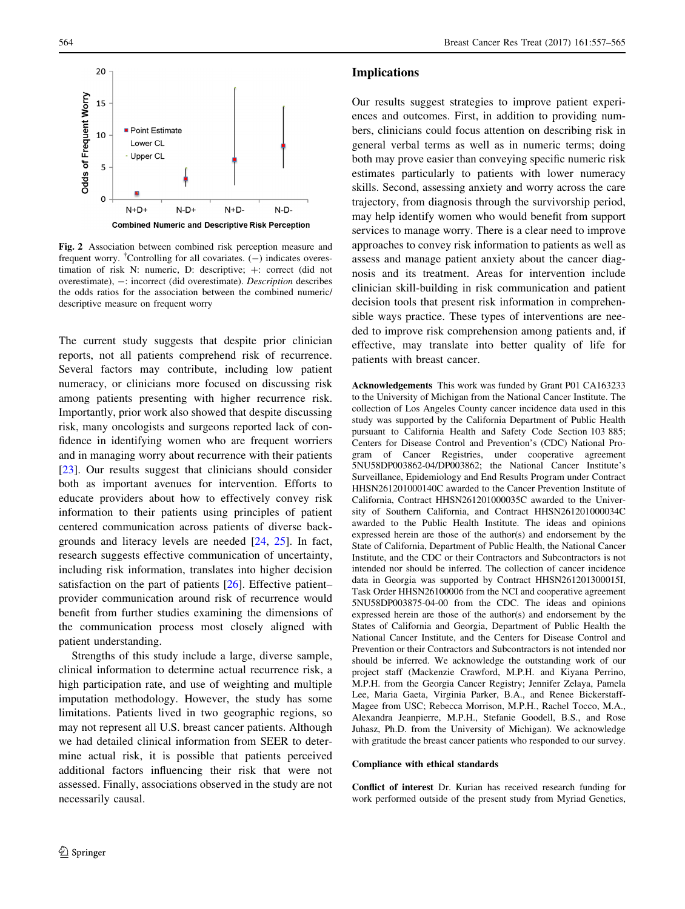Fig. 2 Association between combined risk perception measure and frequent worry. †Controlling for all covariates. (−) indicates overestimation of risk N: numeric, D: descriptive; +: correct (did not overestimate), −: incorrect (did overestimate). *Description* describes the odds ratios for the association between the combined numeric/descriptive measure on frequent worry

The current study suggests that despite prior clinician reports, not all patients comprehend risk of recurrence. Several factors may contribute, including low patient numeracy, or clinicians more focused on discussing risk among patients presenting with higher recurrence risk. Importantly, prior work also showed that despite discussing risk, many oncologists and surgeons reported lack of confidence in identifying women who are frequent worriers and in managing worry about recurrence with their patients [23]. Our results suggest that clinicians should consider both as important avenues for intervention. Efforts to educate providers about how to effectively convey risk information to their patients using principles of patient centered communication across patients of diverse backgrounds and literacy levels are needed [24, 25]. In fact, research suggests effective communication of uncertainty, including risk information, translates into higher decision satisfaction on the part of patients [26]. Effective patient–provider communication around risk of recurrence would benefit from further studies examining the dimensions of the communication process most closely aligned with patient understanding.

Strengths of this study include a large, diverse sample, clinical information to determine actual recurrence risk, a high participation rate, and use of weighting and multiple imputation methodology. However, the study has some limitations. Patients lived in two geographic regions, so may not represent all U.S. breast cancer patients. Although we had detailed clinical information from SEER to determine actual risk, it is possible that patients perceived additional factors influencing their risk that were not assessed. Finally, associations observed in the study are not necessarily causal.

## Implications

Our results suggest strategies to improve patient experiences and outcomes. First, in addition to providing numbers, clinicians could focus attention on describing risk in general verbal terms as well as in numeric terms; doing both may prove easier than conveying specific numeric risk estimates particularly to patients with lower numeracy skills. Second, assessing anxiety and worry across the care trajectory, from diagnosis through the survivorship period, may help identify women who would benefit from support services to manage worry. There is a clear need to improve approaches to convey risk information to patients as well as assess and manage patient anxiety about the cancer diagnosis and its treatment. Areas for intervention include clinician skill-building in risk communication and patient decision tools that present risk information in comprehensible ways practice. These types of interventions are needed to improve risk comprehension among patients and, if effective, may translate into better quality of life for patients with breast cancer.

**Acknowledgements** This work was funded by Grant P01 CA163233 to the University of Michigan from the National Cancer Institute. The collection of Los Angeles County cancer incidence data used in this study was supported by the California Department of Public Health pursuant to California Health and Safety Code Section 103 885; Centers for Disease Control and Prevention's (CDC) National Program of Cancer Registries, under cooperative agreement 5NU58DP003862-04/DP003862; the National Cancer Institute's Surveillance, Epidemiology and End Results Program under Contract HHSN261201000140C awarded to the Cancer Prevention Institute of California, Contract HHSN261201000035C awarded to the University of Southern California, and Contract HHSN261201000034C awarded to the Public Health Institute. The ideas and opinions expressed herein are those of the author(s) and endorsement by the State of California, Department of Public Health, the National Cancer Institute, and the CDC or their Contractors and Subcontractors is not intended nor should be inferred. The collection of cancer incidence data in Georgia was supported by Contract HHSN261201300015I, Task Order HHSN26100006 from the NCI and cooperative agreement 5NU58DP003875-04-00 from the CDC. The ideas and opinions expressed herein are those of the author(s) and endorsement by the States of California and Georgia, Department of Public Health the National Cancer Institute, and the Centers for Disease Control and Prevention or their Contractors and Subcontractors is not intended nor should be inferred. We acknowledge the outstanding work of our project staff (Mackenzie Crawford, M.P.H. and Kiyana Perrino, M.P.H. from the Georgia Cancer Registry; Jennifer Zelaya, Pamela Lee, Maria Gaeta, Virginia Parker, B.A., and Renee Bickerstaff-Magee from USC; Rebecca Morrison, M.P.H., Rachel Tocco, M.A., Alexandra Jeanpierre, M.P.H., Stefanie Goodell, B.S., and Rose Juhasz, Ph.D. from the University of Michigan). We acknowledge with gratitude the breast cancer patients who responded to our survey.

### Compliance with ethical standards

**Conflict of interest** Dr. Kurian has received research funding for work performed outside of the present study from Myriad Genetics,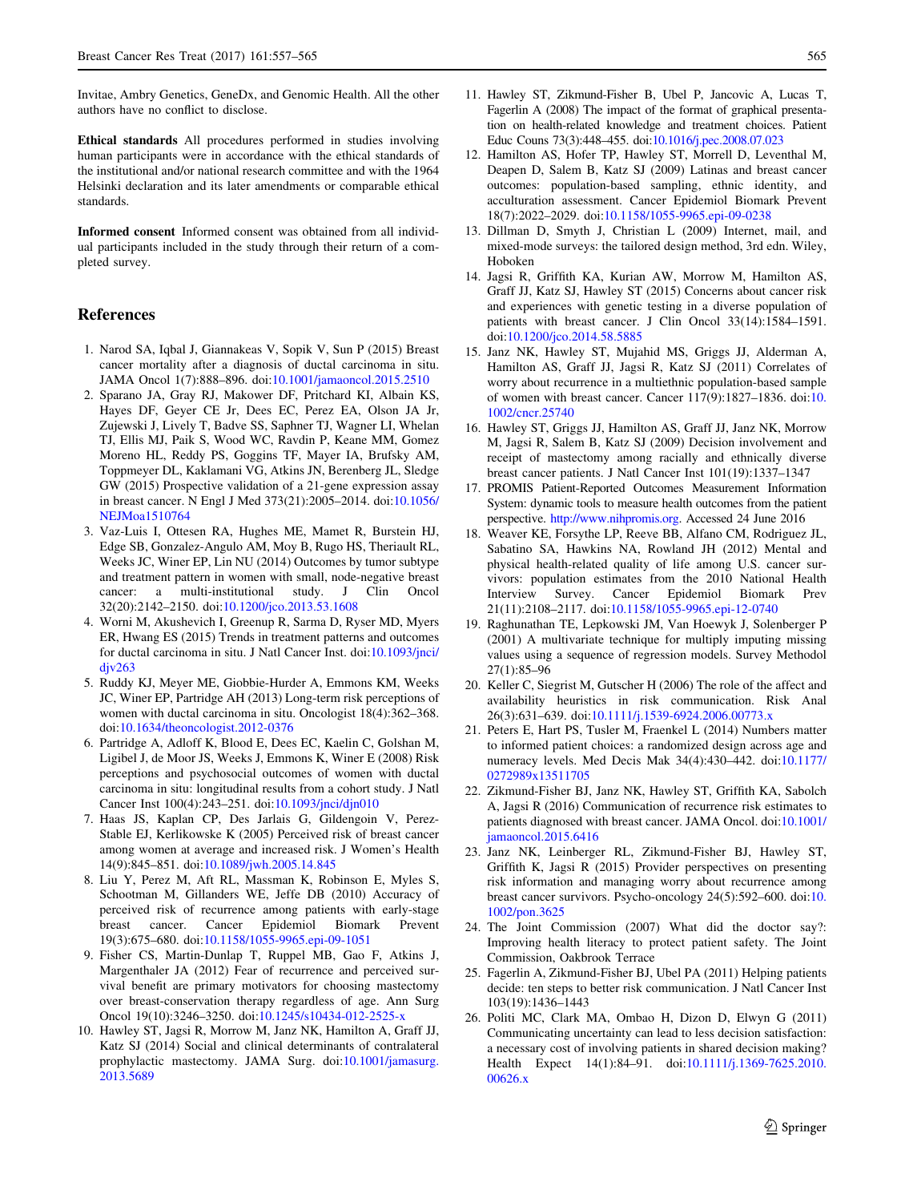Invitae, Ambry Genetics, GeneDx, and Genomic Health. All the other authors have no conflict to disclose.

**Ethical standards** All procedures performed in studies involving human participants were in accordance with the ethical standards of the institutional and/or national research committee and with the 1964 Helsinki declaration and its later amendments or comparable ethical standards.

**Informed consent** Informed consent was obtained from all individual participants included in the study through their return of a completed survey.

## References

1. Narod SA, Iqbal J, Giannakeas V, Sopik V, Sun P (2015) Breast cancer mortality after a diagnosis of ductal carcinoma in situ. JAMA Oncol 1(7):888–896. doi:10.1001/jamaoncol.2015.2510
2. Sparano JA, Gray RJ, Makower DF, Pritchard KI, Albain KS, Hayes DF, Geyer CE Jr, Dees EC, Perez EA, Olson JA Jr, Zujewski J, Lively T, Badve SS, Saphner TJ, Wagner LI, Whelan TJ, Ellis MJ, Paik S, Wood WC, Ravdin P, Keane MM, Gomez Moreno HL, Reddy PS, Goggins TF, Mayer IA, Brufsky AM, Toppmeyer DL, Kaklamani VG, Atkins JN, Berenberg JL, Sledge GW (2015) Prospective validation of a 21-gene expression assay in breast cancer. N Engl J Med 373(21):2005–2014. doi:10.1056/NEJMoa1510764
3. Vaz-Luis I, Ottesen RA, Hughes ME, Mamet R, Burstein HJ, Edge SB, Gonzalez-Angulo AM, Moy B, Rugo HS, Theriault RL, Weeks JC, Winer EP, Lin NU (2014) Outcomes by tumor subtype and treatment pattern in women with small, node-negative breast cancer: a multi-institutional study. J Clin Oncol 32(20):2142–2150. doi:10.1200/jco.2013.53.1608
4. Worni M, Akushevich I, Greenup R, Sarma D, Ryser MD, Myers ER, Hwang ES (2015) Trends in treatment patterns and outcomes for ductal carcinoma in situ. J Natl Cancer Inst. doi:10.1093/jnci/djv263
5. Ruddy KJ, Meyer ME, Giobbie-Hurder A, Emmons KM, Weeks JC, Winer EP, Partridge AH (2013) Long-term risk perceptions of women with ductal carcinoma in situ. Oncologist 18(4):362–368. doi:10.1634/theoncologist.2012-0376
6. Partridge A, Adloff K, Blood E, Dees EC, Kaelin C, Golshan M, Ligibel J, de Moor JS, Weeks J, Emmons K, Winer E (2008) Risk perceptions and psychosocial outcomes of women with ductal carcinoma in situ: longitudinal results from a cohort study. J Natl Cancer Inst 100(4):243–251. doi:10.1093/jnci/djn010
7. Haas JS, Kaplan CP, Des Jarlais G, Gildengoin V, Perez-Stable EJ, Kerlikowske K (2005) Perceived risk of breast cancer among women at average and increased risk. J Women's Health 14(9):845–851. doi:10.1089/jwh.2005.14.845
8. Liu Y, Perez M, Aft RL, Massman K, Robinson E, Myles S, Schootman M, Gillanders WE, Jeffe DB (2010) Accuracy of perceived risk of recurrence among patients with early-stage breast cancer. Cancer Epidemiol Biomark Prevent 19(3):675–680. doi:10.1158/1055-9965.epi-09-1051
9. Fisher CS, Martin-Dunlap T, Ruppel MB, Gao F, Atkins J, Margenthaler JA (2012) Fear of recurrence and perceived survival benefit are primary motivators for choosing mastectomy over breast-conservation therapy regardless of age. Ann Surg Oncol 19(10):3246–3250. doi:10.1245/s10434-012-2525-x
10. Hawley ST, Jagsi R, Morrow M, Janz NK, Hamilton A, Graff JJ, Katz SJ (2014) Social and clinical determinants of contralateral prophylactic mastectomy. JAMA Surg. doi:10.1001/jamasurg.2013.5689
11. Hawley ST, Zikmund-Fisher B, Ubel P, Jancovic A, Lucas T, Fagerlin A (2008) The impact of the format of graphical presentation on health-related knowledge and treatment choices. Patient Educ Couns 73(3):448–455. doi:10.1016/j.pec.2008.07.023
12. Hamilton AS, Hofer TP, Hawley ST, Morrell D, Leventhal M, Deapen D, Salem B, Katz SJ (2009) Latinas and breast cancer outcomes: population-based sampling, ethnic identity, and acculturation assessment. Cancer Epidemiol Biomark Prevent 18(7):2022–2029. doi:10.1158/1055-9965.epi-09-0238
13. Dillman D, Smyth J, Christian L (2009) Internet, mail, and mixed-mode surveys: the tailored design method, 3rd edn. Wiley, Hoboken
14. Jagsi R, Griffith KA, Kurian AW, Morrow M, Hamilton AS, Graff JJ, Katz SJ, Hawley ST (2015) Concerns about cancer risk and experiences with genetic testing in a diverse population of patients with breast cancer. J Clin Oncol 33(14):1584–1591. doi:10.1200/jco.2014.58.5885
15. Janz NK, Hawley ST, Mujahid MS, Griggs JJ, Alderman A, Hamilton AS, Graff JJ, Jagsi R, Katz SJ (2011) Correlates of worry about recurrence in a multiethnic population-based sample of women with breast cancer. Cancer 117(9):1827–1836. doi:10.1002/cncr.25740
16. Hawley ST, Griggs JJ, Hamilton AS, Graff JJ, Janz NK, Morrow M, Jagsi R, Salem B, Katz SJ (2009) Decision involvement and receipt of mastectomy among racially and ethnically diverse breast cancer patients. J Natl Cancer Inst 101(19):1337–1347
17. PROMIS Patient-Reported Outcomes Measurement Information System: dynamic tools to measure health outcomes from the patient perspective. http://www.nihpromis.org. Accessed 24 June 2016
18. Weaver KE, Forsythe LP, Reeve BB, Alfano CM, Rodriguez JL, Sabatino SA, Hawkins NA, Rowland JH (2012) Mental and physical health-related quality of life among U.S. cancer survivors: population estimates from the 2010 National Health Interview Survey. Cancer Epidemiol Biomark Prev 21(11):2108–2117. doi:10.1158/1055-9965.epi-12-0740
19. Raghunathan TE, Lepkowski JM, Van Hoewyk J, Solenberger P (2001) A multivariate technique for multiply imputing missing values using a sequence of regression models. Survey Methodol 27(1):85–96
20. Keller C, Siegrist M, Gutscher H (2006) The role of the affect and availability heuristics in risk communication. Risk Anal 26(3):631–639. doi:10.1111/j.1539-6924.2006.00773.x
21. Peters E, Hart PS, Tusler M, Fraenkel L (2014) Numbers matter to informed patient choices: a randomized design across age and numeracy levels. Med Decis Mak 34(4):430–442. doi:10.1177/0272989x13511705
22. Zikmund-Fisher BJ, Janz NK, Hawley ST, Griffith KA, Sabolch A, Jagsi R (2016) Communication of recurrence risk estimates to patients diagnosed with breast cancer. JAMA Oncol. doi:10.1001/jamaoncol.2015.6416
23. Janz NK, Leinberger RL, Zikmund-Fisher BJ, Hawley ST, Griffith K, Jagsi R (2015) Provider perspectives on presenting risk information and managing worry about recurrence among breast cancer survivors. Psycho-oncology 24(5):592–600. doi:10.1002/pon.3625
24. The Joint Commission (2007) What did the doctor say?: Improving health literacy to protect patient safety. The Joint Commission, Oakbrook Terrace
25. Fagerlin A, Zikmund-Fisher BJ, Ubel PA (2011) Helping patients decide: ten steps to better risk communication. J Natl Cancer Inst 103(19):1436–1443
26. Politi MC, Clark MA, Ombao H, Dizon D, Elwyn G (2011) Communicating uncertainty can lead to less decision satisfaction: a necessary cost of involving patients in shared decision making? Health Expect 14(1):84–91. doi:10.1111/j.1369-7625.2010.00626.x